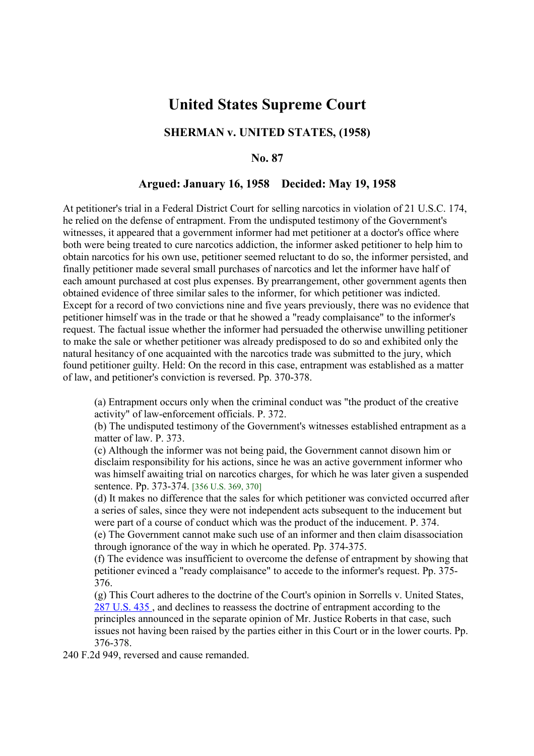# United States Supreme Court

### SHERMAN v. UNITED STATES, (1958)

### No. 87

### Argued: January 16, 1958    Decided: May 19, 1958

At petitioner's trial in a Federal District Court for selling narcotics in violation of 21 U.S.C. 174, he relied on the defense of entrapment. From the undisputed testimony of the Government's witnesses, it appeared that a government informer had met petitioner at a doctor's office where both were being treated to cure narcotics addiction, the informer asked petitioner to help him to obtain narcotics for his own use, petitioner seemed reluctant to do so, the informer persisted, and finally petitioner made several small purchases of narcotics and let the informer have half of each amount purchased at cost plus expenses. By prearrangement, other government agents then obtained evidence of three similar sales to the informer, for which petitioner was indicted. Except for a record of two convictions nine and five years previously, there was no evidence that petitioner himself was in the trade or that he showed a "ready complaisance" to the informer's request. The factual issue whether the informer had persuaded the otherwise unwilling petitioner to make the sale or whether petitioner was already predisposed to do so and exhibited only the natural hesitancy of one acquainted with the narcotics trade was submitted to the jury, which found petitioner guilty. Held: On the record in this case, entrapment was established as a matter of law, and petitioner's conviction is reversed. Pp. 370-378.

> (a) Entrapment occurs only when the criminal conduct was "the product of the creative activity" of law-enforcement officials. P. 372.
>
> (b) The undisputed testimony of the Government's witnesses established entrapment as a matter of law. P. 373.
>
> (c) Although the informer was not being paid, the Government cannot disown him or disclaim responsibility for his actions, since he was an active government informer who was himself awaiting trial on narcotics charges, for which he was later given a suspended sentence. Pp. 373-374. [356 U.S. 369, 370]
>
> (d) It makes no difference that the sales for which petitioner was convicted occurred after a series of sales, since they were not independent acts subsequent to the inducement but were part of a course of conduct which was the product of the inducement. P. 374.
>
> (e) The Government cannot make such use of an informer and then claim disassociation through ignorance of the way in which he operated. Pp. 374-375.
>
> (f) The evidence was insufficient to overcome the defense of entrapment by showing that petitioner evinced a "ready complaisance" to accede to the informer's request. Pp. 375-376.
>
> (g) This Court adheres to the doctrine of the Court's opinion in Sorrells v. United States, 287 U.S. 435 , and declines to reassess the doctrine of entrapment according to the principles announced in the separate opinion of Mr. Justice Roberts in that case, such issues not having been raised by the parties either in this Court or in the lower courts. Pp. 376-378.

240 F.2d 949, reversed and cause remanded.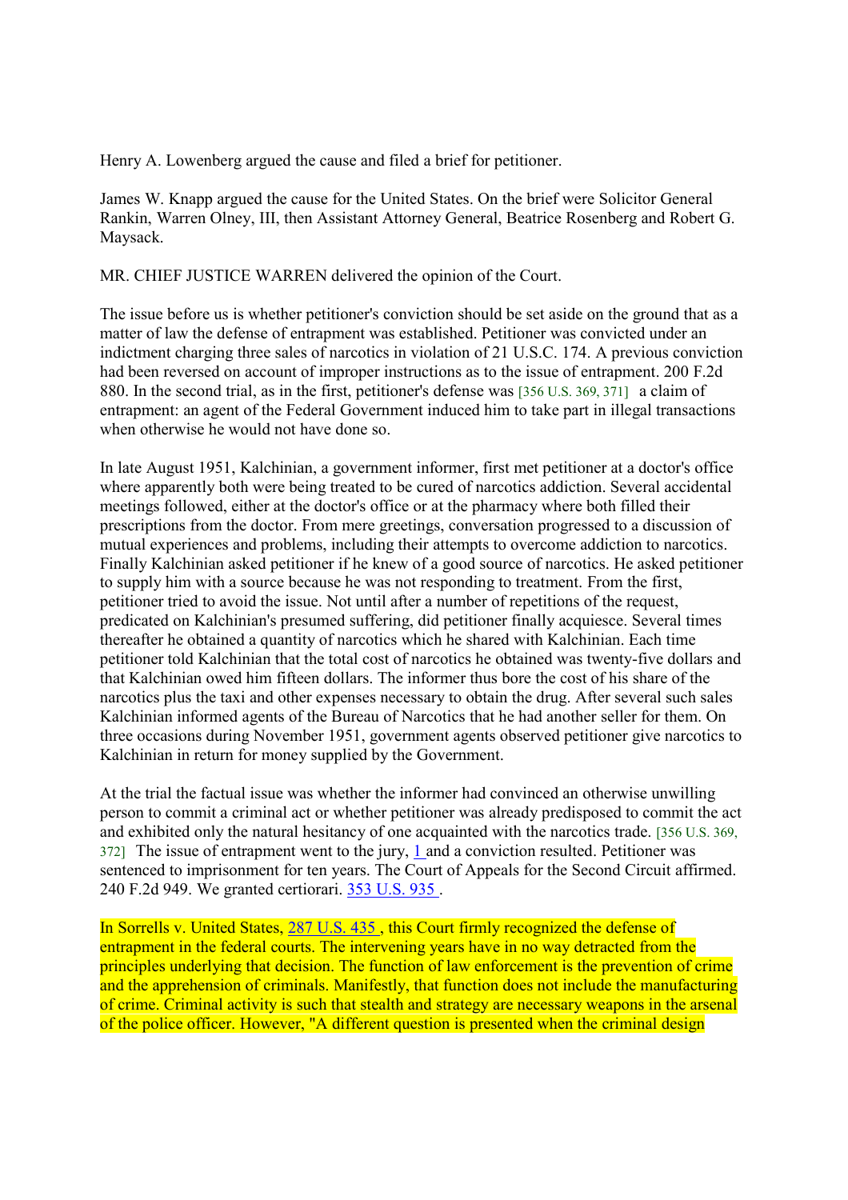Henry A. Lowenberg argued the cause and filed a brief for petitioner.

James W. Knapp argued the cause for the United States. On the brief were Solicitor General Rankin, Warren Olney, III, then Assistant Attorney General, Beatrice Rosenberg and Robert G. Maysack.

MR. CHIEF JUSTICE WARREN delivered the opinion of the Court.

The issue before us is whether petitioner's conviction should be set aside on the ground that as a matter of law the defense of entrapment was established. Petitioner was convicted under an indictment charging three sales of narcotics in violation of 21 U.S.C. 174. A previous conviction had been reversed on account of improper instructions as to the issue of entrapment. 200 F.2d 880. In the second trial, as in the first, petitioner's defense was [356 U.S. 369, 371] a claim of entrapment: an agent of the Federal Government induced him to take part in illegal transactions when otherwise he would not have done so.

In late August 1951, Kalchinian, a government informer, first met petitioner at a doctor's office where apparently both were being treated to be cured of narcotics addiction. Several accidental meetings followed, either at the doctor's office or at the pharmacy where both filled their prescriptions from the doctor. From mere greetings, conversation progressed to a discussion of mutual experiences and problems, including their attempts to overcome addiction to narcotics. Finally Kalchinian asked petitioner if he knew of a good source of narcotics. He asked petitioner to supply him with a source because he was not responding to treatment. From the first, petitioner tried to avoid the issue. Not until after a number of repetitions of the request, predicated on Kalchinian's presumed suffering, did petitioner finally acquiesce. Several times thereafter he obtained a quantity of narcotics which he shared with Kalchinian. Each time petitioner told Kalchinian that the total cost of narcotics he obtained was twenty-five dollars and that Kalchinian owed him fifteen dollars. The informer thus bore the cost of his share of the narcotics plus the taxi and other expenses necessary to obtain the drug. After several such sales Kalchinian informed agents of the Bureau of Narcotics that he had another seller for them. On three occasions during November 1951, government agents observed petitioner give narcotics to Kalchinian in return for money supplied by the Government.

At the trial the factual issue was whether the informer had convinced an otherwise unwilling person to commit a criminal act or whether petitioner was already predisposed to commit the act and exhibited only the natural hesitancy of one acquainted with the narcotics trade. [356 U.S. 369, 372] The issue of entrapment went to the jury, [1] and a conviction resulted. Petitioner was sentenced to imprisonment for ten years. The Court of Appeals for the Second Circuit affirmed. 240 F.2d 949. We granted certiorari. 353 U.S. 935.

In Sorrells v. United States, 287 U.S. 435, this Court firmly recognized the defense of entrapment in the federal courts. The intervening years have in no way detracted from the principles underlying that decision. The function of law enforcement is the prevention of crime and the apprehension of criminals. Manifestly, that function does not include the manufacturing of crime. Criminal activity is such that stealth and strategy are necessary weapons in the arsenal of the police officer. However, "A different question is presented when the criminal design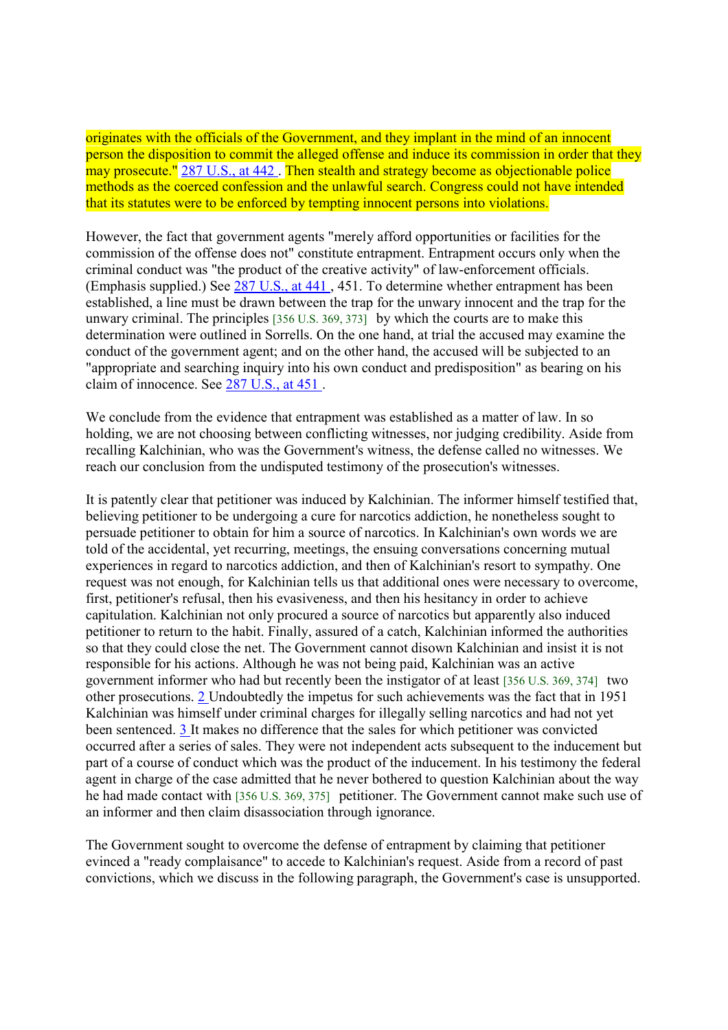originates with the officials of the Government, and they implant in the mind of an innocent person the disposition to commit the alleged offense and induce its commission in order that they may prosecute." 287 U.S., at 442 . Then stealth and strategy become as objectionable police methods as the coerced confession and the unlawful search. Congress could not have intended that its statutes were to be enforced by tempting innocent persons into violations.

However, the fact that government agents "merely afford opportunities or facilities for the commission of the offense does not" constitute entrapment. Entrapment occurs only when the criminal conduct was "the product of the creative activity" of law-enforcement officials. (Emphasis supplied.) See 287 U.S., at 441 , 451. To determine whether entrapment has been established, a line must be drawn between the trap for the unwary innocent and the trap for the unwary criminal. The principles [356 U.S. 369, 373] by which the courts are to make this determination were outlined in Sorrells. On the one hand, at trial the accused may examine the conduct of the government agent; and on the other hand, the accused will be subjected to an "appropriate and searching inquiry into his own conduct and predisposition" as bearing on his claim of innocence. See 287 U.S., at 451 .

We conclude from the evidence that entrapment was established as a matter of law. In so holding, we are not choosing between conflicting witnesses, nor judging credibility. Aside from recalling Kalchinian, who was the Government's witness, the defense called no witnesses. We reach our conclusion from the undisputed testimony of the prosecution's witnesses.

It is patently clear that petitioner was induced by Kalchinian. The informer himself testified that, believing petitioner to be undergoing a cure for narcotics addiction, he nonetheless sought to persuade petitioner to obtain for him a source of narcotics. In Kalchinian's own words we are told of the accidental, yet recurring, meetings, the ensuing conversations concerning mutual experiences in regard to narcotics addiction, and then of Kalchinian's resort to sympathy. One request was not enough, for Kalchinian tells us that additional ones were necessary to overcome, first, petitioner's refusal, then his evasiveness, and then his hesitancy in order to achieve capitulation. Kalchinian not only procured a source of narcotics but apparently also induced petitioner to return to the habit. Finally, assured of a catch, Kalchinian informed the authorities so that they could close the net. The Government cannot disown Kalchinian and insist it is not responsible for his actions. Although he was not being paid, Kalchinian was an active government informer who had but recently been the instigator of at least [356 U.S. 369, 374] two other prosecutions. 2 Undoubtedly the impetus for such achievements was the fact that in 1951 Kalchinian was himself under criminal charges for illegally selling narcotics and had not yet been sentenced. 3 It makes no difference that the sales for which petitioner was convicted occurred after a series of sales. They were not independent acts subsequent to the inducement but part of a course of conduct which was the product of the inducement. In his testimony the federal agent in charge of the case admitted that he never bothered to question Kalchinian about the way he had made contact with [356 U.S. 369, 375] petitioner. The Government cannot make such use of an informer and then claim disassociation through ignorance.

The Government sought to overcome the defense of entrapment by claiming that petitioner evinced a "ready complaisance" to accede to Kalchinian's request. Aside from a record of past convictions, which we discuss in the following paragraph, the Government's case is unsupported.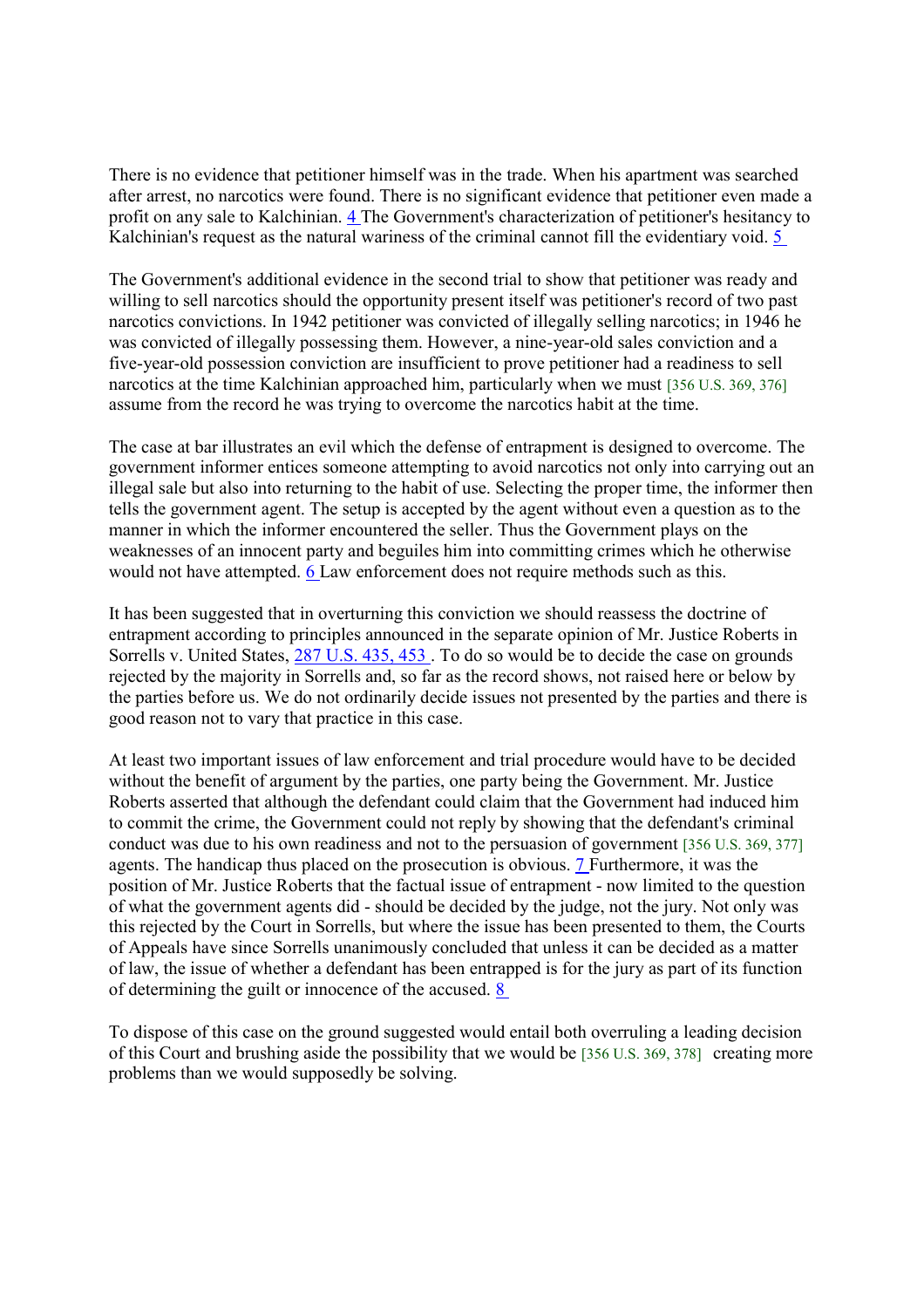There is no evidence that petitioner himself was in the trade. When his apartment was searched after arrest, no narcotics were found. There is no significant evidence that petitioner even made a profit on any sale to Kalchinian. [4] The Government's characterization of petitioner's hesitancy to Kalchinian's request as the natural wariness of the criminal cannot fill the evidentiary void. [5]

The Government's additional evidence in the second trial to show that petitioner was ready and willing to sell narcotics should the opportunity present itself was petitioner's record of two past narcotics convictions. In 1942 petitioner was convicted of illegally selling narcotics; in 1946 he was convicted of illegally possessing them. However, a nine-year-old sales conviction and a five-year-old possession conviction are insufficient to prove petitioner had a readiness to sell narcotics at the time Kalchinian approached him, particularly when we must [356 U.S. 369, 376] assume from the record he was trying to overcome the narcotics habit at the time.

The case at bar illustrates an evil which the defense of entrapment is designed to overcome. The government informer entices someone attempting to avoid narcotics not only into carrying out an illegal sale but also into returning to the habit of use. Selecting the proper time, the informer then tells the government agent. The setup is accepted by the agent without even a question as to the manner in which the informer encountered the seller. Thus the Government plays on the weaknesses of an innocent party and beguiles him into committing crimes which he otherwise would not have attempted. [6] Law enforcement does not require methods such as this.

It has been suggested that in overturning this conviction we should reassess the doctrine of entrapment according to principles announced in the separate opinion of Mr. Justice Roberts in Sorrells v. United States, 287 U.S. 435, 453 . To do so would be to decide the case on grounds rejected by the majority in Sorrells and, so far as the record shows, not raised here or below by the parties before us. We do not ordinarily decide issues not presented by the parties and there is good reason not to vary that practice in this case.

At least two important issues of law enforcement and trial procedure would have to be decided without the benefit of argument by the parties, one party being the Government. Mr. Justice Roberts asserted that although the defendant could claim that the Government had induced him to commit the crime, the Government could not reply by showing that the defendant's criminal conduct was due to his own readiness and not to the persuasion of government [356 U.S. 369, 377] agents. The handicap thus placed on the prosecution is obvious. [7] Furthermore, it was the position of Mr. Justice Roberts that the factual issue of entrapment - now limited to the question of what the government agents did - should be decided by the judge, not the jury. Not only was this rejected by the Court in Sorrells, but where the issue has been presented to them, the Courts of Appeals have since Sorrells unanimously concluded that unless it can be decided as a matter of law, the issue of whether a defendant has been entrapped is for the jury as part of its function of determining the guilt or innocence of the accused. [8]

To dispose of this case on the ground suggested would entail both overruling a leading decision of this Court and brushing aside the possibility that we would be [356 U.S. 369, 378] creating more problems than we would supposedly be solving.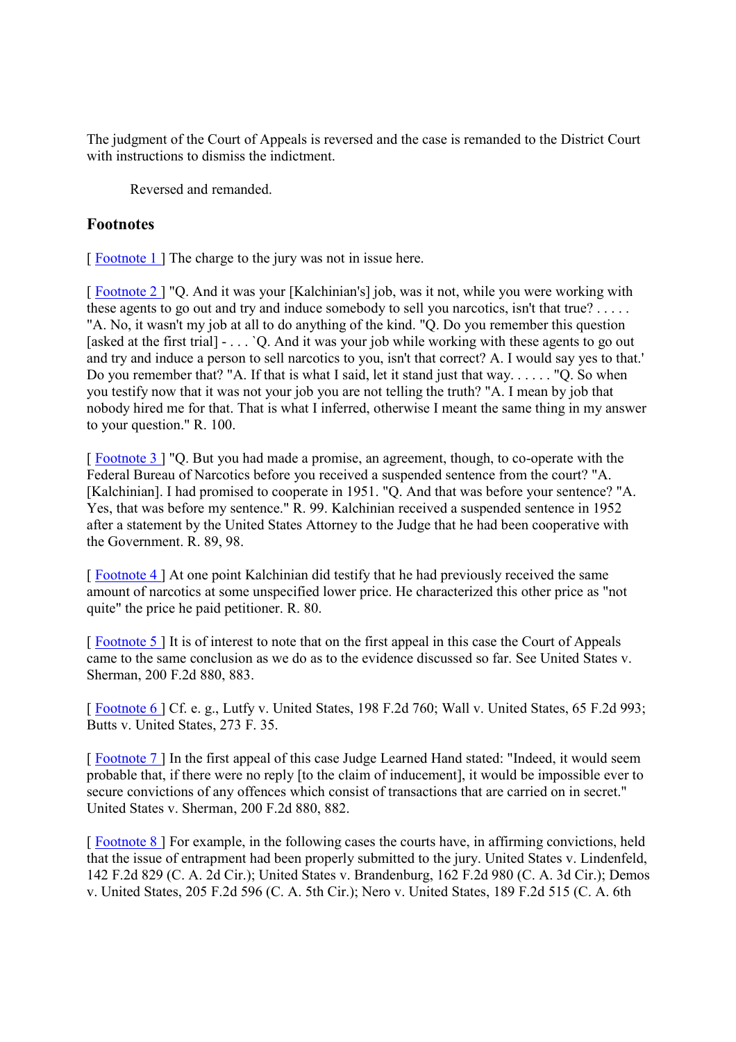The judgment of the Court of Appeals is reversed and the case is remanded to the District Court with instructions to dismiss the indictment.

Reversed and remanded.

## Footnotes

[ Footnote 1 ] The charge to the jury was not in issue here.

[ Footnote 2 ] "Q. And it was your [Kalchinian's] job, was it not, while you were working with these agents to go out and try and induce somebody to sell you narcotics, isn't that true? . . . . . "A. No, it wasn't my job at all to do anything of the kind. "Q. Do you remember this question [asked at the first trial] - . . . `Q. And it was your job while working with these agents to go out and try and induce a person to sell narcotics to you, isn't that correct? A. I would say yes to that.' Do you remember that? "A. If that is what I said, let it stand just that way. . . . . . "Q. So when you testify now that it was not your job you are not telling the truth? "A. I mean by job that nobody hired me for that. That is what I inferred, otherwise I meant the same thing in my answer to your question." R. 100.

[ Footnote 3 ] "Q. But you had made a promise, an agreement, though, to co-operate with the Federal Bureau of Narcotics before you received a suspended sentence from the court? "A. [Kalchinian]. I had promised to cooperate in 1951. "Q. And that was before your sentence? "A. Yes, that was before my sentence." R. 99. Kalchinian received a suspended sentence in 1952 after a statement by the United States Attorney to the Judge that he had been cooperative with the Government. R. 89, 98.

[ Footnote 4 ] At one point Kalchinian did testify that he had previously received the same amount of narcotics at some unspecified lower price. He characterized this other price as "not quite" the price he paid petitioner. R. 80.

[ Footnote 5 ] It is of interest to note that on the first appeal in this case the Court of Appeals came to the same conclusion as we do as to the evidence discussed so far. See United States v. Sherman, 200 F.2d 880, 883.

[ Footnote 6 ] Cf. e. g., Lutfy v. United States, 198 F.2d 760; Wall v. United States, 65 F.2d 993; Butts v. United States, 273 F. 35.

[ Footnote 7 ] In the first appeal of this case Judge Learned Hand stated: "Indeed, it would seem probable that, if there were no reply [to the claim of inducement], it would be impossible ever to secure convictions of any offences which consist of transactions that are carried on in secret." United States v. Sherman, 200 F.2d 880, 882.

[ Footnote 8 ] For example, in the following cases the courts have, in affirming convictions, held that the issue of entrapment had been properly submitted to the jury. United States v. Lindenfeld, 142 F.2d 829 (C. A. 2d Cir.); United States v. Brandenburg, 162 F.2d 980 (C. A. 3d Cir.); Demos v. United States, 205 F.2d 596 (C. A. 5th Cir.); Nero v. United States, 189 F.2d 515 (C. A. 6th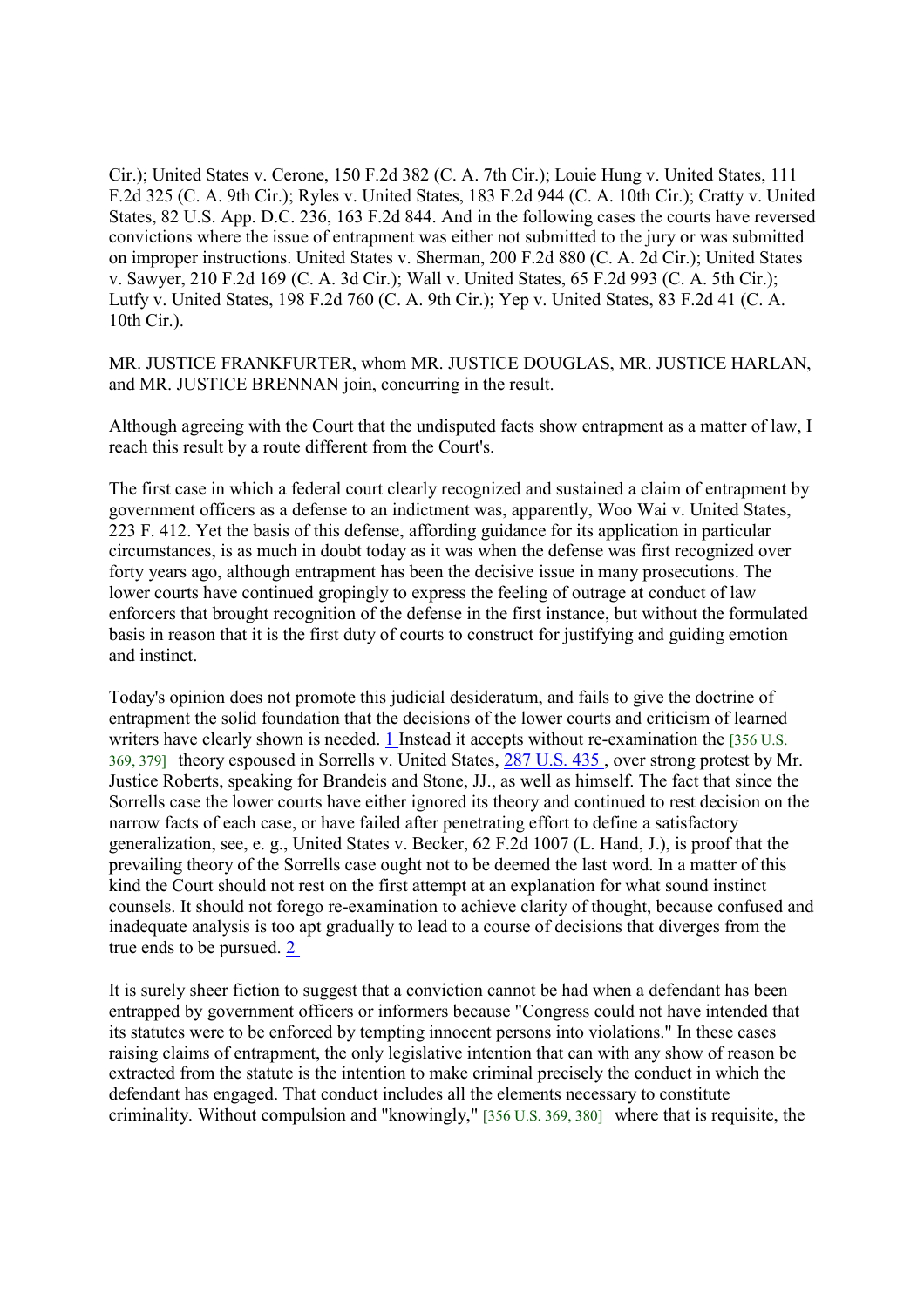Cir.); United States v. Cerone, 150 F.2d 382 (C. A. 7th Cir.); Louie Hung v. United States, 111 F.2d 325 (C. A. 9th Cir.); Ryles v. United States, 183 F.2d 944 (C. A. 10th Cir.); Cratty v. United States, 82 U.S. App. D.C. 236, 163 F.2d 844. And in the following cases the courts have reversed convictions where the issue of entrapment was either not submitted to the jury or was submitted on improper instructions. United States v. Sherman, 200 F.2d 880 (C. A. 2d Cir.); United States v. Sawyer, 210 F.2d 169 (C. A. 3d Cir.); Wall v. United States, 65 F.2d 993 (C. A. 5th Cir.); Lutfy v. United States, 198 F.2d 760 (C. A. 9th Cir.); Yep v. United States, 83 F.2d 41 (C. A. 10th Cir.).

MR. JUSTICE FRANKFURTER, whom MR. JUSTICE DOUGLAS, MR. JUSTICE HARLAN, and MR. JUSTICE BRENNAN join, concurring in the result.

Although agreeing with the Court that the undisputed facts show entrapment as a matter of law, I reach this result by a route different from the Court's.

The first case in which a federal court clearly recognized and sustained a claim of entrapment by government officers as a defense to an indictment was, apparently, Woo Wai v. United States, 223 F. 412. Yet the basis of this defense, affording guidance for its application in particular circumstances, is as much in doubt today as it was when the defense was first recognized over forty years ago, although entrapment has been the decisive issue in many prosecutions. The lower courts have continued gropingly to express the feeling of outrage at conduct of law enforcers that brought recognition of the defense in the first instance, but without the formulated basis in reason that it is the first duty of courts to construct for justifying and guiding emotion and instinct.

Today's opinion does not promote this judicial desideratum, and fails to give the doctrine of entrapment the solid foundation that the decisions of the lower courts and criticism of learned writers have clearly shown is needed. 1 Instead it accepts without re-examination the [356 U.S. 369, 379] theory espoused in Sorrells v. United States, 287 U.S. 435, over strong protest by Mr. Justice Roberts, speaking for Brandeis and Stone, JJ., as well as himself. The fact that since the Sorrells case the lower courts have either ignored its theory and continued to rest decision on the narrow facts of each case, or have failed after penetrating effort to define a satisfactory generalization, see, e. g., United States v. Becker, 62 F.2d 1007 (L. Hand, J.), is proof that the prevailing theory of the Sorrells case ought not to be deemed the last word. In a matter of this kind the Court should not rest on the first attempt at an explanation for what sound instinct counsels. It should not forego re-examination to achieve clarity of thought, because confused and inadequate analysis is too apt gradually to lead to a course of decisions that diverges from the true ends to be pursued. 2

It is surely sheer fiction to suggest that a conviction cannot be had when a defendant has been entrapped by government officers or informers because "Congress could not have intended that its statutes were to be enforced by tempting innocent persons into violations." In these cases raising claims of entrapment, the only legislative intention that can with any show of reason be extracted from the statute is the intention to make criminal precisely the conduct in which the defendant has engaged. That conduct includes all the elements necessary to constitute criminality. Without compulsion and "knowingly," [356 U.S. 369, 380] where that is requisite, the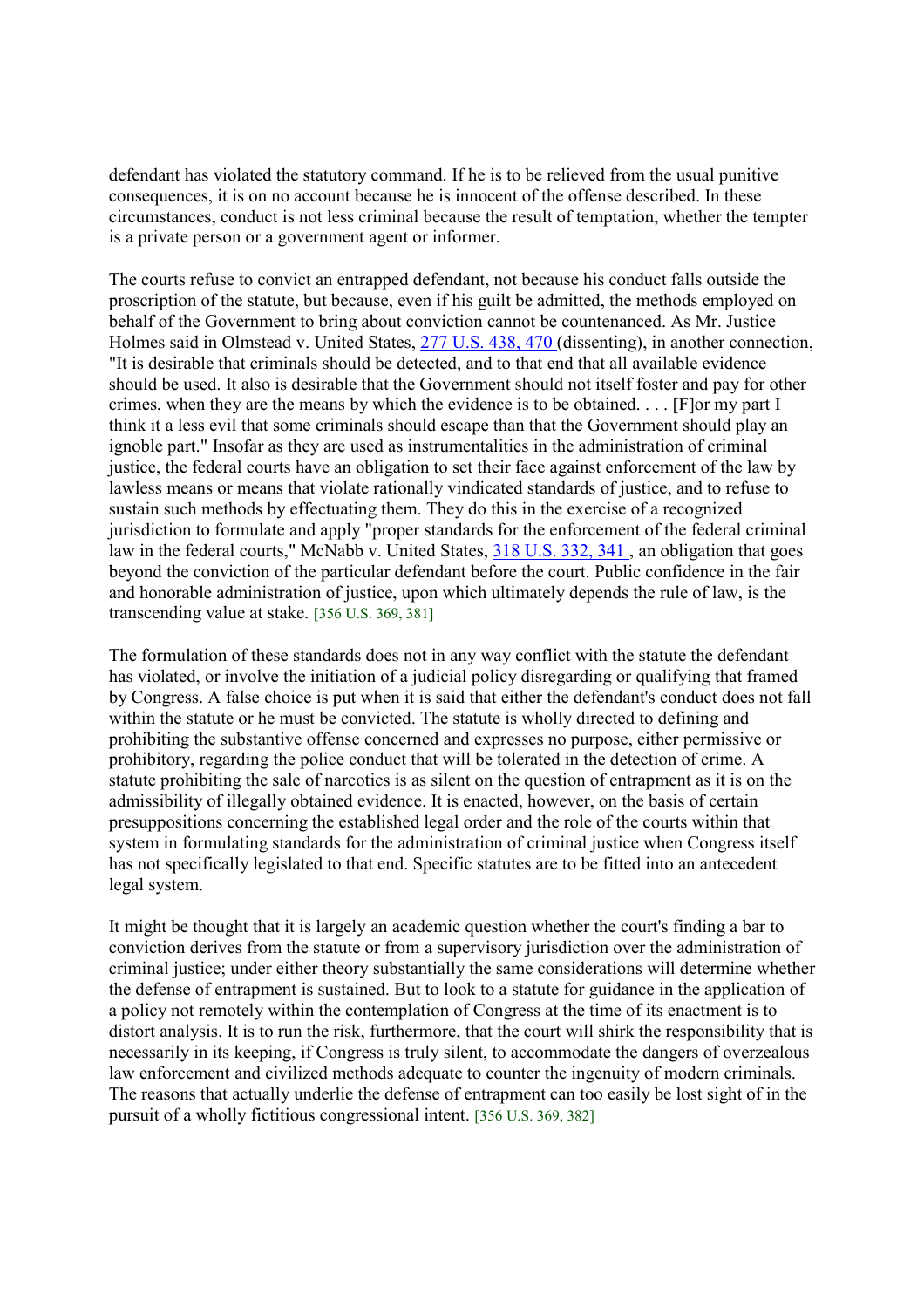defendant has violated the statutory command. If he is to be relieved from the usual punitive consequences, it is on no account because he is innocent of the offense described. In these circumstances, conduct is not less criminal because the result of temptation, whether the tempter is a private person or a government agent or informer.

The courts refuse to convict an entrapped defendant, not because his conduct falls outside the proscription of the statute, but because, even if his guilt be admitted, the methods employed on behalf of the Government to bring about conviction cannot be countenanced. As Mr. Justice Holmes said in Olmstead v. United States, 277 U.S. 438, 470 (dissenting), in another connection, "It is desirable that criminals should be detected, and to that end that all available evidence should be used. It also is desirable that the Government should not itself foster and pay for other crimes, when they are the means by which the evidence is to be obtained. . . . [F]or my part I think it a less evil that some criminals should escape than that the Government should play an ignoble part." Insofar as they are used as instrumentalities in the administration of criminal justice, the federal courts have an obligation to set their face against enforcement of the law by lawless means or means that violate rationally vindicated standards of justice, and to refuse to sustain such methods by effectuating them. They do this in the exercise of a recognized jurisdiction to formulate and apply "proper standards for the enforcement of the federal criminal law in the federal courts," McNabb v. United States, 318 U.S. 332, 341 , an obligation that goes beyond the conviction of the particular defendant before the court. Public confidence in the fair and honorable administration of justice, upon which ultimately depends the rule of law, is the transcending value at stake. [356 U.S. 369, 381]

The formulation of these standards does not in any way conflict with the statute the defendant has violated, or involve the initiation of a judicial policy disregarding or qualifying that framed by Congress. A false choice is put when it is said that either the defendant's conduct does not fall within the statute or he must be convicted. The statute is wholly directed to defining and prohibiting the substantive offense concerned and expresses no purpose, either permissive or prohibitory, regarding the police conduct that will be tolerated in the detection of crime. A statute prohibiting the sale of narcotics is as silent on the question of entrapment as it is on the admissibility of illegally obtained evidence. It is enacted, however, on the basis of certain presuppositions concerning the established legal order and the role of the courts within that system in formulating standards for the administration of criminal justice when Congress itself has not specifically legislated to that end. Specific statutes are to be fitted into an antecedent legal system.

It might be thought that it is largely an academic question whether the court's finding a bar to conviction derives from the statute or from a supervisory jurisdiction over the administration of criminal justice; under either theory substantially the same considerations will determine whether the defense of entrapment is sustained. But to look to a statute for guidance in the application of a policy not remotely within the contemplation of Congress at the time of its enactment is to distort analysis. It is to run the risk, furthermore, that the court will shirk the responsibility that is necessarily in its keeping, if Congress is truly silent, to accommodate the dangers of overzealous law enforcement and civilized methods adequate to counter the ingenuity of modern criminals. The reasons that actually underlie the defense of entrapment can too easily be lost sight of in the pursuit of a wholly fictitious congressional intent. [356 U.S. 369, 382]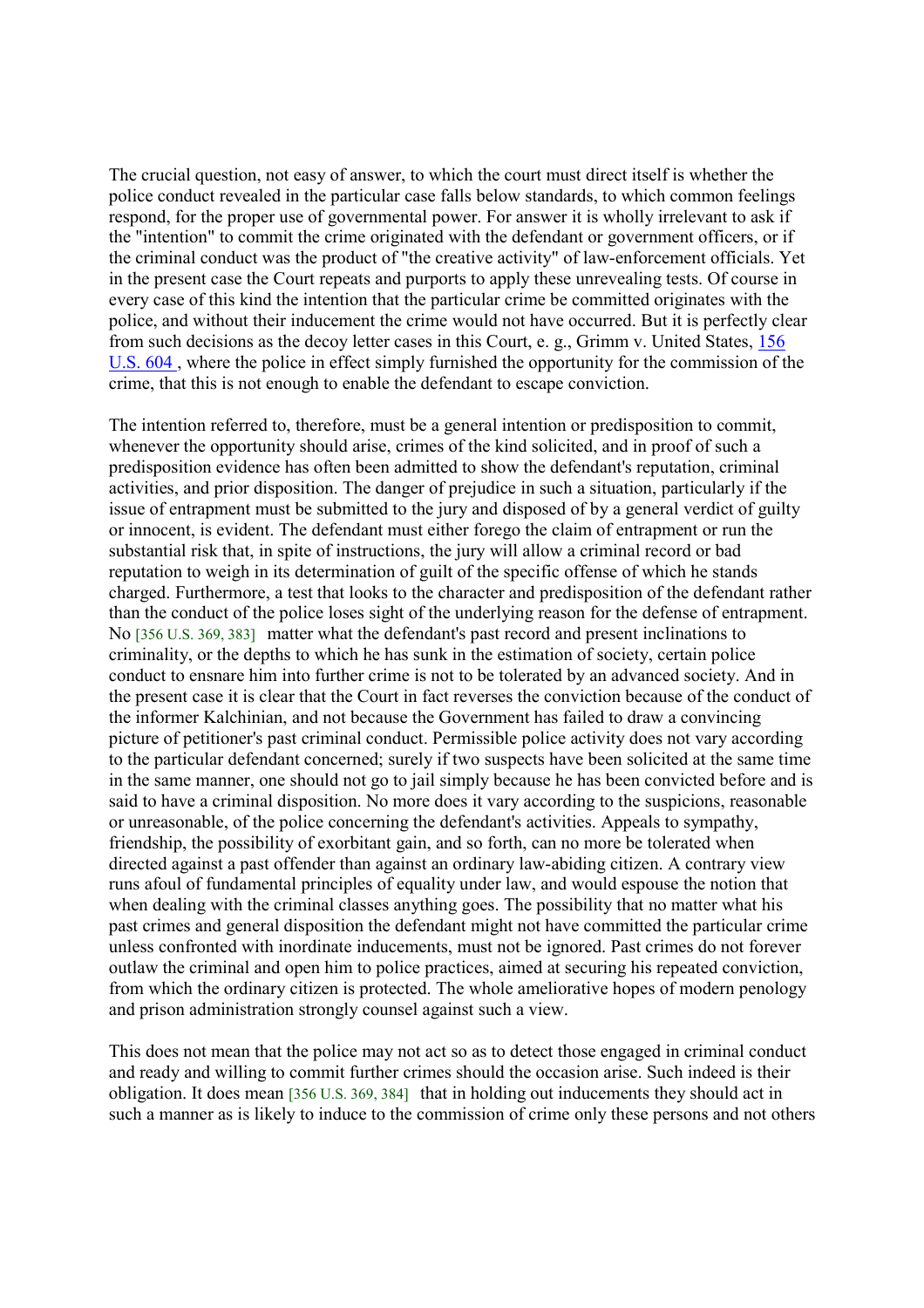The crucial question, not easy of answer, to which the court must direct itself is whether the police conduct revealed in the particular case falls below standards, to which common feelings respond, for the proper use of governmental power. For answer it is wholly irrelevant to ask if the "intention" to commit the crime originated with the defendant or government officers, or if the criminal conduct was the product of "the creative activity" of law-enforcement officials. Yet in the present case the Court repeats and purports to apply these unrevealing tests. Of course in every case of this kind the intention that the particular crime be committed originates with the police, and without their inducement the crime would not have occurred. But it is perfectly clear from such decisions as the decoy letter cases in this Court, e. g., Grimm v. United States, 156 U.S. 604 , where the police in effect simply furnished the opportunity for the commission of the crime, that this is not enough to enable the defendant to escape conviction.

The intention referred to, therefore, must be a general intention or predisposition to commit, whenever the opportunity should arise, crimes of the kind solicited, and in proof of such a predisposition evidence has often been admitted to show the defendant's reputation, criminal activities, and prior disposition. The danger of prejudice in such a situation, particularly if the issue of entrapment must be submitted to the jury and disposed of by a general verdict of guilty or innocent, is evident. The defendant must either forego the claim of entrapment or run the substantial risk that, in spite of instructions, the jury will allow a criminal record or bad reputation to weigh in its determination of guilt of the specific offense of which he stands charged. Furthermore, a test that looks to the character and predisposition of the defendant rather than the conduct of the police loses sight of the underlying reason for the defense of entrapment. No [356 U.S. 369, 383] matter what the defendant's past record and present inclinations to criminality, or the depths to which he has sunk in the estimation of society, certain police conduct to ensnare him into further crime is not to be tolerated by an advanced society. And in the present case it is clear that the Court in fact reverses the conviction because of the conduct of the informer Kalchinian, and not because the Government has failed to draw a convincing picture of petitioner's past criminal conduct. Permissible police activity does not vary according to the particular defendant concerned; surely if two suspects have been solicited at the same time in the same manner, one should not go to jail simply because he has been convicted before and is said to have a criminal disposition. No more does it vary according to the suspicions, reasonable or unreasonable, of the police concerning the defendant's activities. Appeals to sympathy, friendship, the possibility of exorbitant gain, and so forth, can no more be tolerated when directed against a past offender than against an ordinary law-abiding citizen. A contrary view runs afoul of fundamental principles of equality under law, and would espouse the notion that when dealing with the criminal classes anything goes. The possibility that no matter what his past crimes and general disposition the defendant might not have committed the particular crime unless confronted with inordinate inducements, must not be ignored. Past crimes do not forever outlaw the criminal and open him to police practices, aimed at securing his repeated conviction, from which the ordinary citizen is protected. The whole ameliorative hopes of modern penology and prison administration strongly counsel against such a view.

This does not mean that the police may not act so as to detect those engaged in criminal conduct and ready and willing to commit further crimes should the occasion arise. Such indeed is their obligation. It does mean [356 U.S. 369, 384] that in holding out inducements they should act in such a manner as is likely to induce to the commission of crime only these persons and not others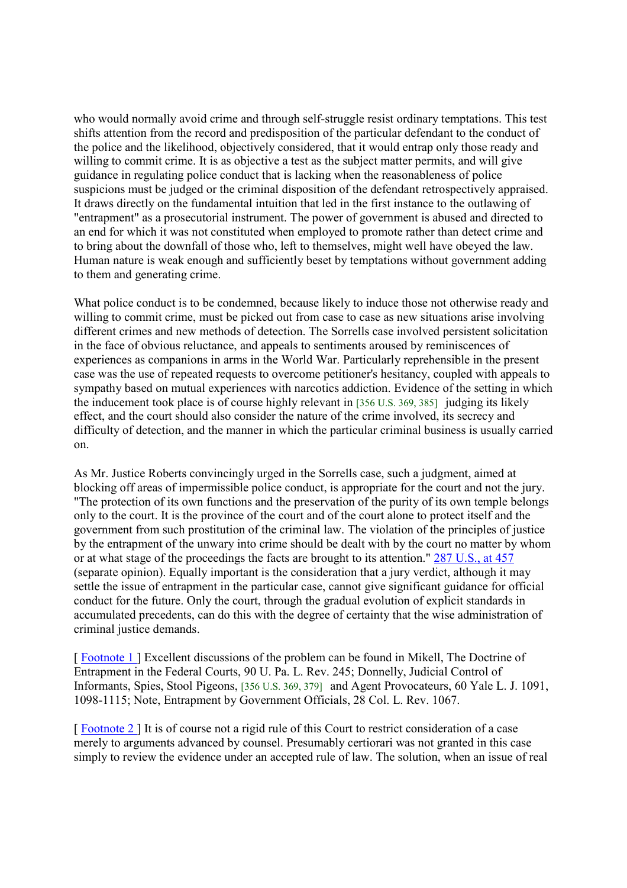who would normally avoid crime and through self-struggle resist ordinary temptations. This test shifts attention from the record and predisposition of the particular defendant to the conduct of the police and the likelihood, objectively considered, that it would entrap only those ready and willing to commit crime. It is as objective a test as the subject matter permits, and will give guidance in regulating police conduct that is lacking when the reasonableness of police suspicions must be judged or the criminal disposition of the defendant retrospectively appraised. It draws directly on the fundamental intuition that led in the first instance to the outlawing of "entrapment" as a prosecutorial instrument. The power of government is abused and directed to an end for which it was not constituted when employed to promote rather than detect crime and to bring about the downfall of those who, left to themselves, might well have obeyed the law. Human nature is weak enough and sufficiently beset by temptations without government adding to them and generating crime.

What police conduct is to be condemned, because likely to induce those not otherwise ready and willing to commit crime, must be picked out from case to case as new situations arise involving different crimes and new methods of detection. The Sorrells case involved persistent solicitation in the face of obvious reluctance, and appeals to sentiments aroused by reminiscences of experiences as companions in arms in the World War. Particularly reprehensible in the present case was the use of repeated requests to overcome petitioner's hesitancy, coupled with appeals to sympathy based on mutual experiences with narcotics addiction. Evidence of the setting in which the inducement took place is of course highly relevant in [356 U.S. 369, 385] judging its likely effect, and the court should also consider the nature of the crime involved, its secrecy and difficulty of detection, and the manner in which the particular criminal business is usually carried on.

As Mr. Justice Roberts convincingly urged in the Sorrells case, such a judgment, aimed at blocking off areas of impermissible police conduct, is appropriate for the court and not the jury. "The protection of its own functions and the preservation of the purity of its own temple belongs only to the court. It is the province of the court and of the court alone to protect itself and the government from such prostitution of the criminal law. The violation of the principles of justice by the entrapment of the unwary into crime should be dealt with by the court no matter by whom or at what stage of the proceedings the facts are brought to its attention." 287 U.S., at 457 (separate opinion). Equally important is the consideration that a jury verdict, although it may settle the issue of entrapment in the particular case, cannot give significant guidance for official conduct for the future. Only the court, through the gradual evolution of explicit standards in accumulated precedents, can do this with the degree of certainty that the wise administration of criminal justice demands.

[ Footnote 1 ] Excellent discussions of the problem can be found in Mikell, The Doctrine of Entrapment in the Federal Courts, 90 U. Pa. L. Rev. 245; Donnelly, Judicial Control of Informants, Spies, Stool Pigeons, [356 U.S. 369, 379] and Agent Provocateurs, 60 Yale L. J. 1091, 1098-1115; Note, Entrapment by Government Officials, 28 Col. L. Rev. 1067.

[ Footnote 2 ] It is of course not a rigid rule of this Court to restrict consideration of a case merely to arguments advanced by counsel. Presumably certiorari was not granted in this case simply to review the evidence under an accepted rule of law. The solution, when an issue of real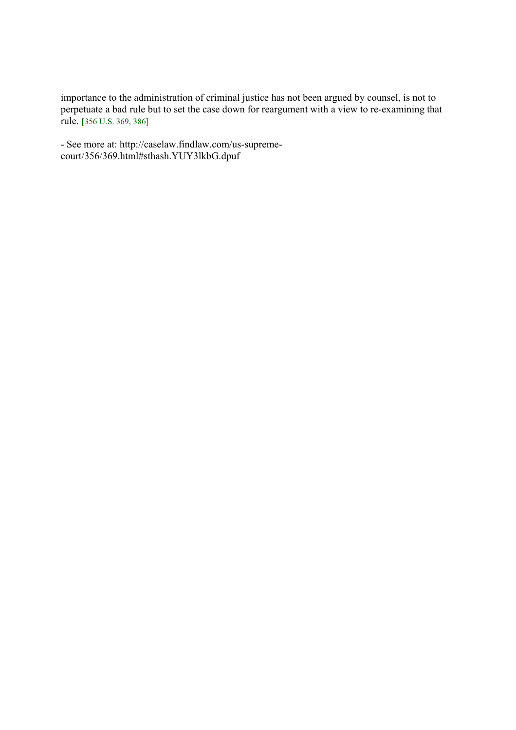importance to the administration of criminal justice has not been argued by counsel, is not to perpetuate a bad rule but to set the case down for reargument with a view to re-examining that rule. [356 U.S. 369, 386]

- See more at: http://caselaw.findlaw.com/us-supreme-court/356/369.html#sthash.YUY3lkbG.dpuf